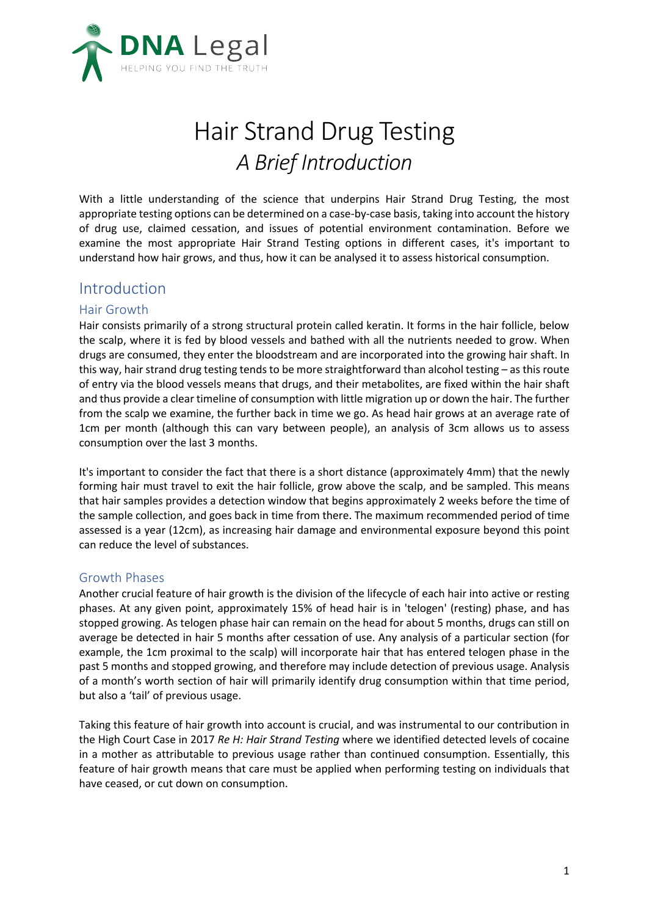# Hair Strand Drug Testing
## *A Brief Introduction*

With a little understanding of the science that underpins Hair Strand Drug Testing, the most appropriate testing options can be determined on a case-by-case basis, taking into account the history of drug use, claimed cessation, and issues of potential environment contamination. Before we examine the most appropriate Hair Strand Testing options in different cases, it's important to understand how hair grows, and thus, how it can be analysed it to assess historical consumption.

## Introduction

### Hair Growth

Hair consists primarily of a strong structural protein called keratin. It forms in the hair follicle, below the scalp, where it is fed by blood vessels and bathed with all the nutrients needed to grow. When drugs are consumed, they enter the bloodstream and are incorporated into the growing hair shaft. In this way, hair strand drug testing tends to be more straightforward than alcohol testing – as this route of entry via the blood vessels means that drugs, and their metabolites, are fixed within the hair shaft and thus provide a clear timeline of consumption with little migration up or down the hair. The further from the scalp we examine, the further back in time we go. As head hair grows at an average rate of 1cm per month (although this can vary between people), an analysis of 3cm allows us to assess consumption over the last 3 months.

It's important to consider the fact that there is a short distance (approximately 4mm) that the newly forming hair must travel to exit the hair follicle, grow above the scalp, and be sampled. This means that hair samples provides a detection window that begins approximately 2 weeks before the time of the sample collection, and goes back in time from there. The maximum recommended period of time assessed is a year (12cm), as increasing hair damage and environmental exposure beyond this point can reduce the level of substances.

### Growth Phases

Another crucial feature of hair growth is the division of the lifecycle of each hair into active or resting phases. At any given point, approximately 15% of head hair is in 'telogen' (resting) phase, and has stopped growing. As telogen phase hair can remain on the head for about 5 months, drugs can still on average be detected in hair 5 months after cessation of use. Any analysis of a particular section (for example, the 1cm proximal to the scalp) will incorporate hair that has entered telogen phase in the past 5 months and stopped growing, and therefore may include detection of previous usage. Analysis of a month's worth section of hair will primarily identify drug consumption within that time period, but also a 'tail' of previous usage.

Taking this feature of hair growth into account is crucial, and was instrumental to our contribution in the High Court Case in 2017 *Re H: Hair Strand Testing* where we identified detected levels of cocaine in a mother as attributable to previous usage rather than continued consumption. Essentially, this feature of hair growth means that care must be applied when performing testing on individuals that have ceased, or cut down on consumption.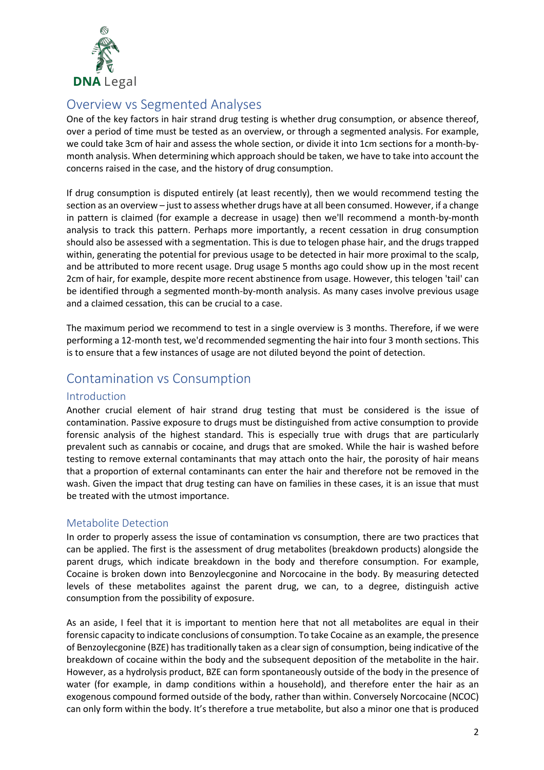## Overview vs Segmented Analyses

One of the key factors in hair strand drug testing is whether drug consumption, or absence thereof, over a period of time must be tested as an overview, or through a segmented analysis. For example, we could take 3cm of hair and assess the whole section, or divide it into 1cm sections for a month-by-month analysis. When determining which approach should be taken, we have to take into account the concerns raised in the case, and the history of drug consumption.

If drug consumption is disputed entirely (at least recently), then we would recommend testing the section as an overview – just to assess whether drugs have at all been consumed. However, if a change in pattern is claimed (for example a decrease in usage) then we'll recommend a month-by-month analysis to track this pattern. Perhaps more importantly, a recent cessation in drug consumption should also be assessed with a segmentation. This is due to telogen phase hair, and the drugs trapped within, generating the potential for previous usage to be detected in hair more proximal to the scalp, and be attributed to more recent usage. Drug usage 5 months ago could show up in the most recent 2cm of hair, for example, despite more recent abstinence from usage. However, this telogen 'tail' can be identified through a segmented month-by-month analysis. As many cases involve previous usage and a claimed cessation, this can be crucial to a case.

The maximum period we recommend to test in a single overview is 3 months. Therefore, if we were performing a 12-month test, we'd recommended segmenting the hair into four 3 month sections. This is to ensure that a few instances of usage are not diluted beyond the point of detection.

## Contamination vs Consumption

### Introduction

Another crucial element of hair strand drug testing that must be considered is the issue of contamination. Passive exposure to drugs must be distinguished from active consumption to provide forensic analysis of the highest standard. This is especially true with drugs that are particularly prevalent such as cannabis or cocaine, and drugs that are smoked. While the hair is washed before testing to remove external contaminants that may attach onto the hair, the porosity of hair means that a proportion of external contaminants can enter the hair and therefore not be removed in the wash. Given the impact that drug testing can have on families in these cases, it is an issue that must be treated with the utmost importance.

### Metabolite Detection

In order to properly assess the issue of contamination vs consumption, there are two practices that can be applied. The first is the assessment of drug metabolites (breakdown products) alongside the parent drugs, which indicate breakdown in the body and therefore consumption. For example, Cocaine is broken down into Benzoylecgonine and Norcocaine in the body. By measuring detected levels of these metabolites against the parent drug, we can, to a degree, distinguish active consumption from the possibility of exposure.

As an aside, I feel that it is important to mention here that not all metabolites are equal in their forensic capacity to indicate conclusions of consumption. To take Cocaine as an example, the presence of Benzoylecgonine (BZE) has traditionally taken as a clear sign of consumption, being indicative of the breakdown of cocaine within the body and the subsequent deposition of the metabolite in the hair. However, as a hydrolysis product, BZE can form spontaneously outside of the body in the presence of water (for example, in damp conditions within a household), and therefore enter the hair as an exogenous compound formed outside of the body, rather than within. Conversely Norcocaine (NCOC) can only form within the body. It's therefore a true metabolite, but also a minor one that is produced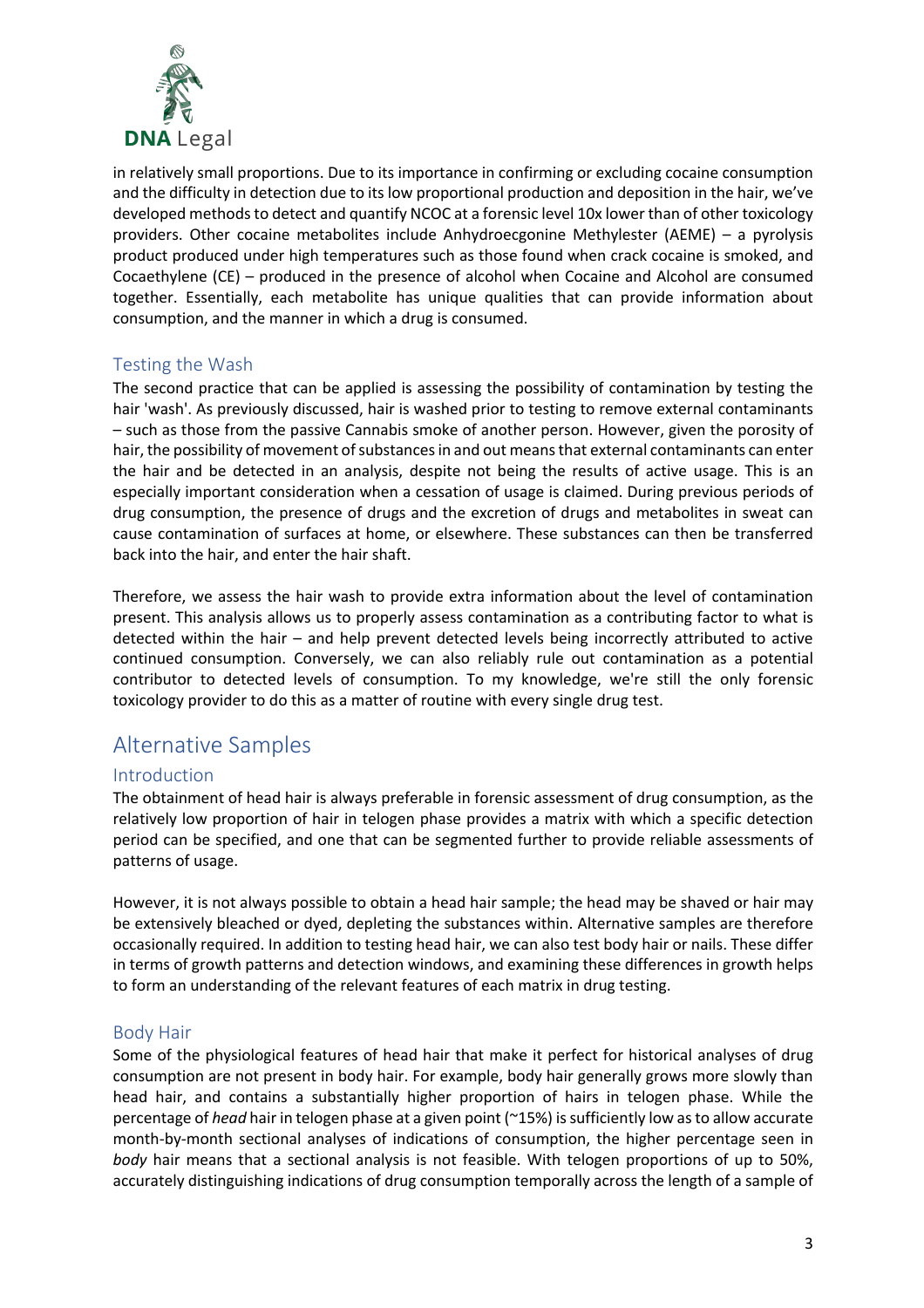in relatively small proportions. Due to its importance in confirming or excluding cocaine consumption and the difficulty in detection due to its low proportional production and deposition in the hair, we've developed methods to detect and quantify NCOC at a forensic level 10x lower than of other toxicology providers. Other cocaine metabolites include Anhydroecgonine Methylester (AEME) – a pyrolysis product produced under high temperatures such as those found when crack cocaine is smoked, and Cocaethylene (CE) – produced in the presence of alcohol when Cocaine and Alcohol are consumed together. Essentially, each metabolite has unique qualities that can provide information about consumption, and the manner in which a drug is consumed.

### Testing the Wash

The second practice that can be applied is assessing the possibility of contamination by testing the hair 'wash'. As previously discussed, hair is washed prior to testing to remove external contaminants – such as those from the passive Cannabis smoke of another person. However, given the porosity of hair, the possibility of movement of substances in and out means that external contaminants can enter the hair and be detected in an analysis, despite not being the results of active usage. This is an especially important consideration when a cessation of usage is claimed. During previous periods of drug consumption, the presence of drugs and the excretion of drugs and metabolites in sweat can cause contamination of surfaces at home, or elsewhere. These substances can then be transferred back into the hair, and enter the hair shaft.

Therefore, we assess the hair wash to provide extra information about the level of contamination present. This analysis allows us to properly assess contamination as a contributing factor to what is detected within the hair – and help prevent detected levels being incorrectly attributed to active continued consumption. Conversely, we can also reliably rule out contamination as a potential contributor to detected levels of consumption. To my knowledge, we're still the only forensic toxicology provider to do this as a matter of routine with every single drug test.

## Alternative Samples

### Introduction

The obtainment of head hair is always preferable in forensic assessment of drug consumption, as the relatively low proportion of hair in telogen phase provides a matrix with which a specific detection period can be specified, and one that can be segmented further to provide reliable assessments of patterns of usage.

However, it is not always possible to obtain a head hair sample; the head may be shaved or hair may be extensively bleached or dyed, depleting the substances within. Alternative samples are therefore occasionally required. In addition to testing head hair, we can also test body hair or nails. These differ in terms of growth patterns and detection windows, and examining these differences in growth helps to form an understanding of the relevant features of each matrix in drug testing.

### Body Hair

Some of the physiological features of head hair that make it perfect for historical analyses of drug consumption are not present in body hair. For example, body hair generally grows more slowly than head hair, and contains a substantially higher proportion of hairs in telogen phase. While the percentage of *head* hair in telogen phase at a given point (~15%) is sufficiently low as to allow accurate month-by-month sectional analyses of indications of consumption, the higher percentage seen in *body* hair means that a sectional analysis is not feasible. With telogen proportions of up to 50%, accurately distinguishing indications of drug consumption temporally across the length of a sample of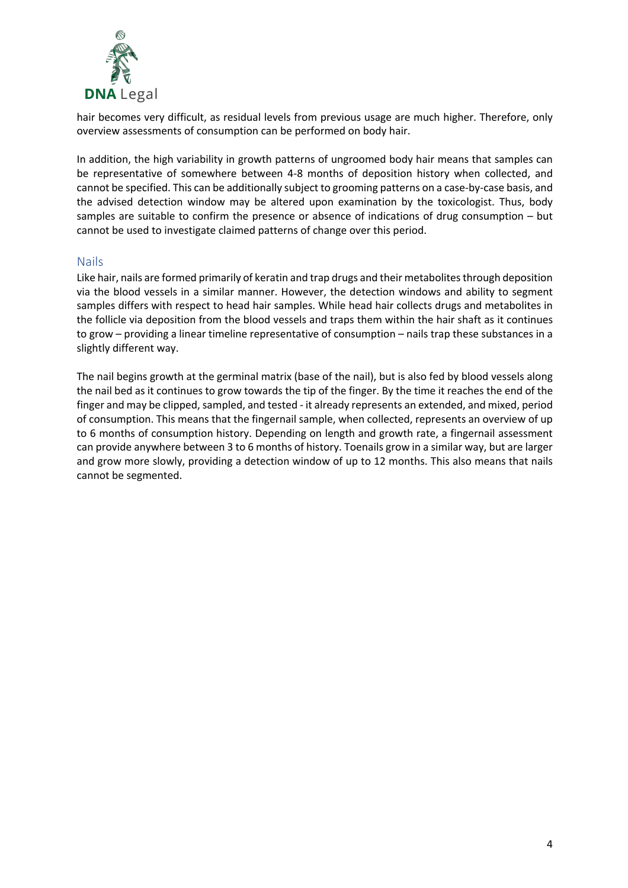hair becomes very difficult, as residual levels from previous usage are much higher. Therefore, only overview assessments of consumption can be performed on body hair.

In addition, the high variability in growth patterns of ungroomed body hair means that samples can be representative of somewhere between 4-8 months of deposition history when collected, and cannot be specified. This can be additionally subject to grooming patterns on a case-by-case basis, and the advised detection window may be altered upon examination by the toxicologist. Thus, body samples are suitable to confirm the presence or absence of indications of drug consumption – but cannot be used to investigate claimed patterns of change over this period.

## Nails

Like hair, nails are formed primarily of keratin and trap drugs and their metabolites through deposition via the blood vessels in a similar manner. However, the detection windows and ability to segment samples differs with respect to head hair samples. While head hair collects drugs and metabolites in the follicle via deposition from the blood vessels and traps them within the hair shaft as it continues to grow – providing a linear timeline representative of consumption – nails trap these substances in a slightly different way.

The nail begins growth at the germinal matrix (base of the nail), but is also fed by blood vessels along the nail bed as it continues to grow towards the tip of the finger. By the time it reaches the end of the finger and may be clipped, sampled, and tested - it already represents an extended, and mixed, period of consumption. This means that the fingernail sample, when collected, represents an overview of up to 6 months of consumption history. Depending on length and growth rate, a fingernail assessment can provide anywhere between 3 to 6 months of history. Toenails grow in a similar way, but are larger and grow more slowly, providing a detection window of up to 12 months. This also means that nails cannot be segmented.